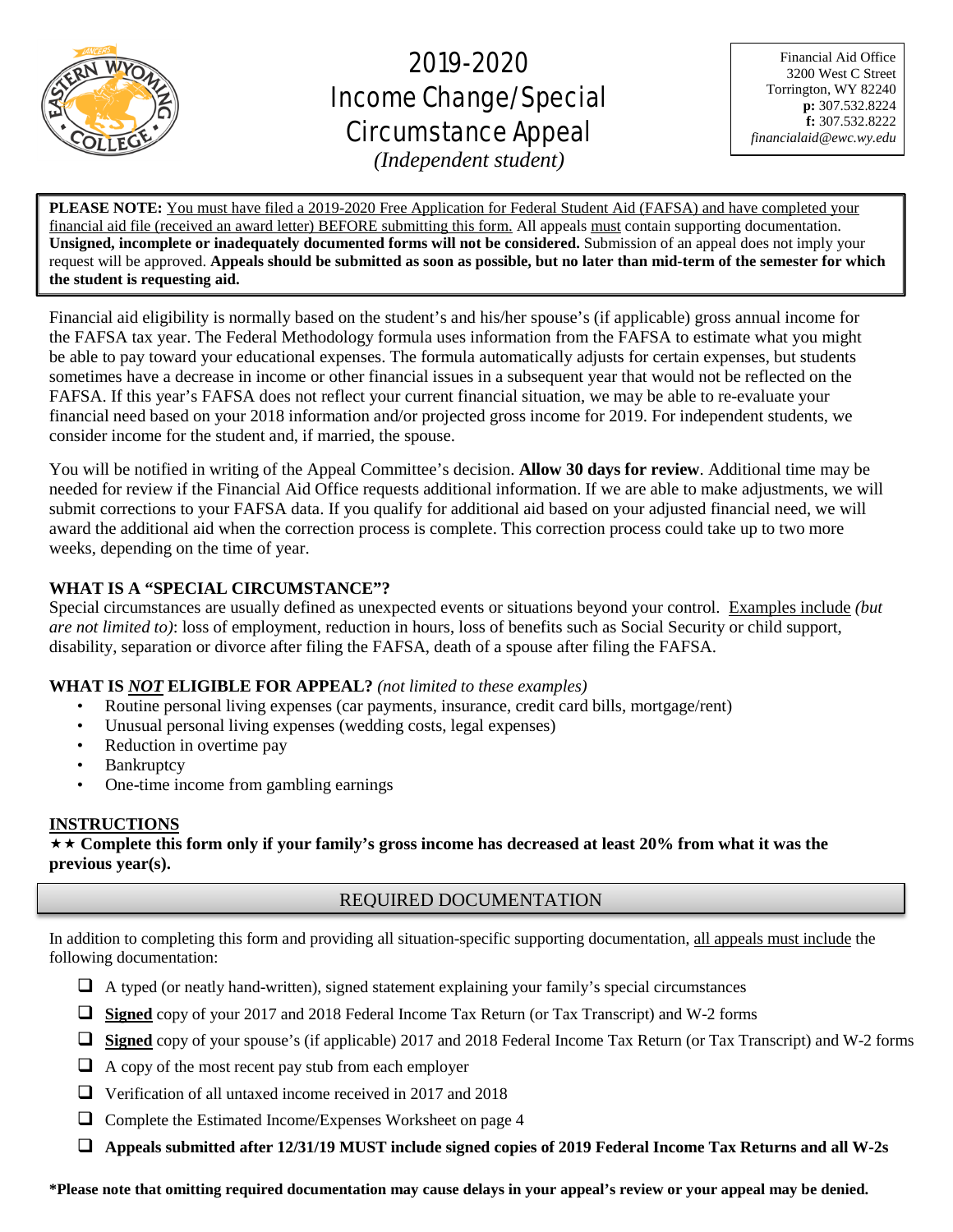# 2019-2020 Income Change/Special Circumstance Appeal

*(Independent student)*

Financial Aid Office
3200 West C Street
Torrington, WY 82240
**p:** 307.532.8224
**f:** 307.532.8222
*financialaid@ewc.wy.edu*

**PLEASE NOTE:** You must have filed a 2019-2020 Free Application for Federal Student Aid (FAFSA) and have completed your financial aid file (received an award letter) BEFORE submitting this form. All appeals must contain supporting documentation. **Unsigned, incomplete or inadequately documented forms will not be considered.** Submission of an appeal does not imply your request will be approved. **Appeals should be submitted as soon as possible, but no later than mid-term of the semester for which the student is requesting aid.**

Financial aid eligibility is normally based on the student's and his/her spouse's (if applicable) gross annual income for the FAFSA tax year. The Federal Methodology formula uses information from the FAFSA to estimate what you might be able to pay toward your educational expenses. The formula automatically adjusts for certain expenses, but students sometimes have a decrease in income or other financial issues in a subsequent year that would not be reflected on the FAFSA. If this year's FAFSA does not reflect your current financial situation, we may be able to re-evaluate your financial need based on your 2018 information and/or projected gross income for 2019. For independent students, we consider income for the student and, if married, the spouse.

You will be notified in writing of the Appeal Committee's decision. **Allow 30 days for review**. Additional time may be needed for review if the Financial Aid Office requests additional information. If we are able to make adjustments, we will submit corrections to your FAFSA data. If you qualify for additional aid based on your adjusted financial need, we will award the additional aid when the correction process is complete. This correction process could take up to two more weeks, depending on the time of year.

### WHAT IS A "SPECIAL CIRCUMSTANCE"?

Special circumstances are usually defined as unexpected events or situations beyond your control. Examples include *(but are not limited to)*: loss of employment, reduction in hours, loss of benefits such as Social Security or child support, disability, separation or divorce after filing the FAFSA, death of a spouse after filing the FAFSA.

### WHAT IS *NOT* ELIGIBLE FOR APPEAL? *(not limited to these examples)*

- Routine personal living expenses (car payments, insurance, credit card bills, mortgage/rent)
- Unusual personal living expenses (wedding costs, legal expenses)
- Reduction in overtime pay
- Bankruptcy
- One-time income from gambling earnings

### INSTRUCTIONS

★★ **Complete this form only if your family's gross income has decreased at least 20% from what it was the previous year(s).**

## REQUIRED DOCUMENTATION

In addition to completing this form and providing all situation-specific supporting documentation, all appeals must include the following documentation:

- ☐ A typed (or neatly hand-written), signed statement explaining your family's special circumstances
- ☐ **Signed** copy of your 2017 and 2018 Federal Income Tax Return (or Tax Transcript) and W-2 forms
- ☐ **Signed** copy of your spouse's (if applicable) 2017 and 2018 Federal Income Tax Return (or Tax Transcript) and W-2 forms
- ☐ A copy of the most recent pay stub from each employer
- ☐ Verification of all untaxed income received in 2017 and 2018
- ☐ Complete the Estimated Income/Expenses Worksheet on page 4
- ☐ **Appeals submitted after 12/31/19 MUST include signed copies of 2019 Federal Income Tax Returns and all W-2s**

**\*Please note that omitting required documentation may cause delays in your appeal's review or your appeal may be denied.**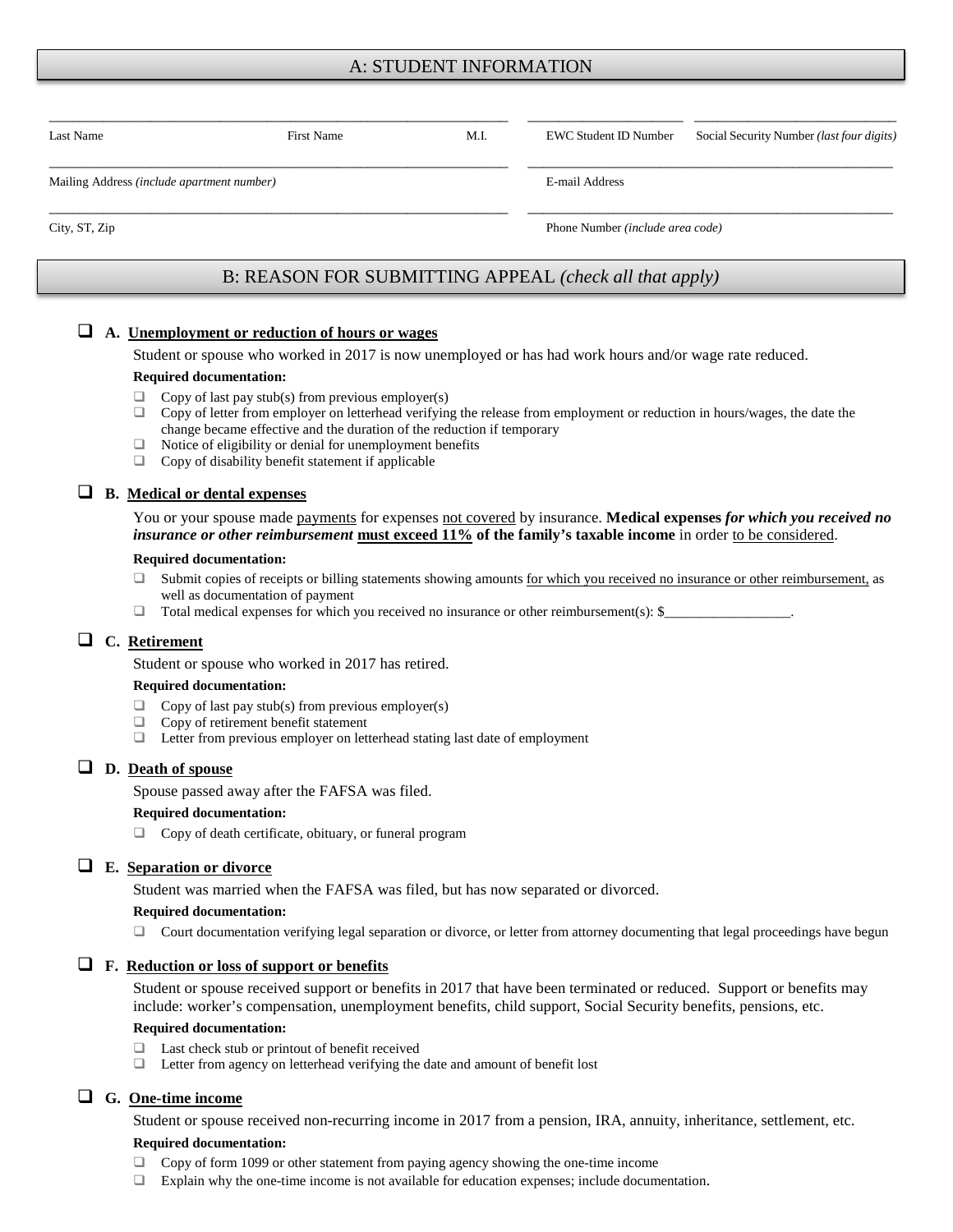## A: STUDENT INFORMATION

| ______________________ | ______________________ | ____ | ______________________ | ______________________ |
|---|---|---|---|---|
| Last Name | First Name | M.I. | EWC Student ID Number | Social Security Number *(last four digits)* |

______________________________________________ ______________________________________________

Mailing Address *(include apartment number)* E-mail Address

______________________________________________ ______________________________________________

City, ST, Zip Phone Number *(include area code)*

## B: REASON FOR SUBMITTING APPEAL *(check all that apply)*

❑ **A. Unemployment or reduction of hours or wages**

Student or spouse who worked in 2017 is now unemployed or has had work hours and/or wage rate reduced.

**Required documentation:**

- ❑ Copy of last pay stub(s) from previous employer(s)
- ❑ Copy of letter from employer on letterhead verifying the release from employment or reduction in hours/wages, the date the change became effective and the duration of the reduction if temporary
- ❑ Notice of eligibility or denial for unemployment benefits
- ❑ Copy of disability benefit statement if applicable

❑ **B. Medical or dental expenses**

You or your spouse made payments for expenses not covered by insurance. **Medical expenses *for which you received no insurance or other reimbursement* must exceed 11% of the family's taxable income** in order to be considered.

**Required documentation:**

- ❑ Submit copies of receipts or billing statements showing amounts for which you received no insurance or other reimbursement, as well as documentation of payment
- ❑ Total medical expenses for which you received no insurance or other reimbursement(s): $__________________.

❑ **C. Retirement**

Student or spouse who worked in 2017 has retired.

**Required documentation:**

- ❑ Copy of last pay stub(s) from previous employer(s)
- ❑ Copy of retirement benefit statement
- ❑ Letter from previous employer on letterhead stating last date of employment

❑ **D. Death of spouse**

Spouse passed away after the FAFSA was filed.

**Required documentation:**

- ❑ Copy of death certificate, obituary, or funeral program

❑ **E. Separation or divorce**

Student was married when the FAFSA was filed, but has now separated or divorced.

**Required documentation:**

- ❑ Court documentation verifying legal separation or divorce, or letter from attorney documenting that legal proceedings have begun

❑ **F. Reduction or loss of support or benefits**

Student or spouse received support or benefits in 2017 that have been terminated or reduced. Support or benefits may include: worker's compensation, unemployment benefits, child support, Social Security benefits, pensions, etc.

**Required documentation:**

- ❑ Last check stub or printout of benefit received
- ❑ Letter from agency on letterhead verifying the date and amount of benefit lost

❑ **G. One-time income**

Student or spouse received non-recurring income in 2017 from a pension, IRA, annuity, inheritance, settlement, etc.

**Required documentation:**

- ❑ Copy of form 1099 or other statement from paying agency showing the one-time income
- ❑ Explain why the one-time income is not available for education expenses; include documentation.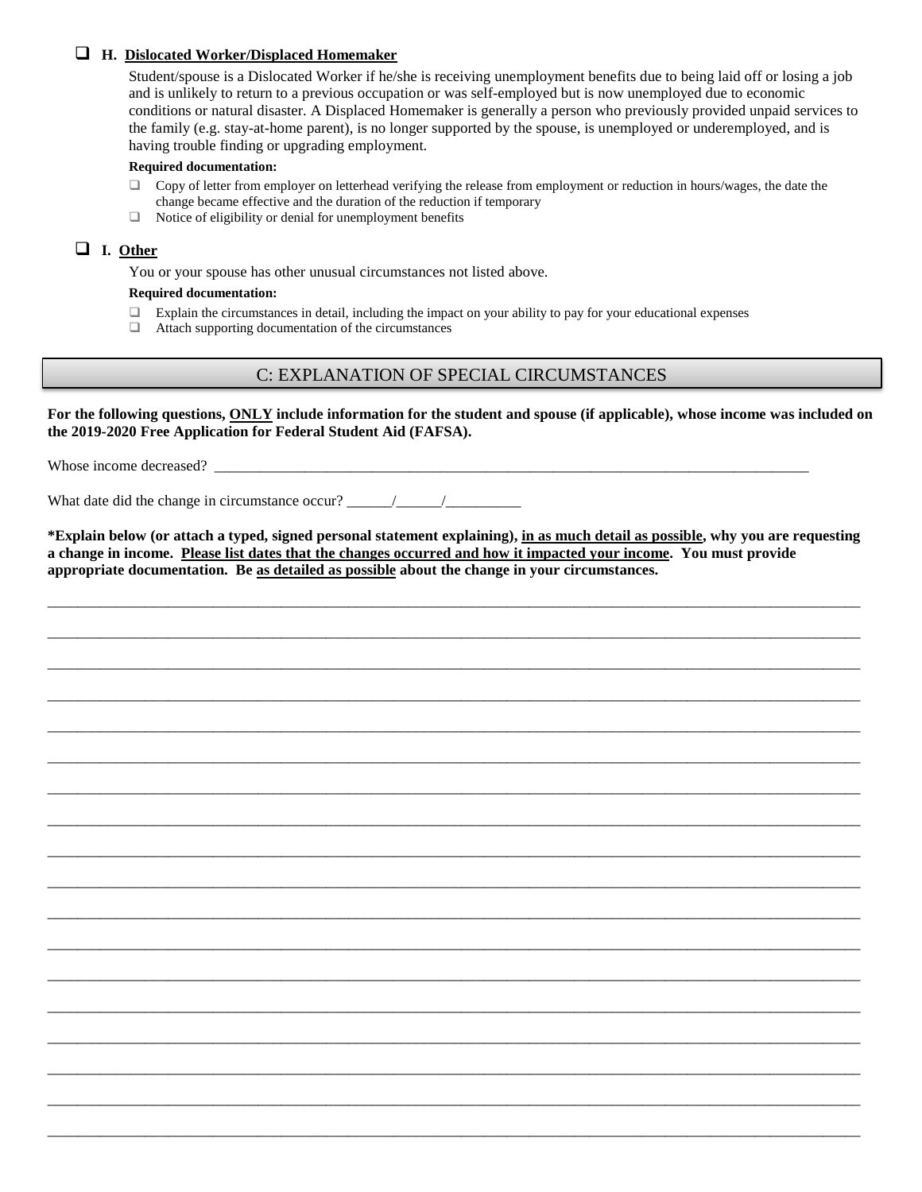- [ ] **H. <u>Dislocated Worker/Displaced Homemaker</u>**

  Student/spouse is a Dislocated Worker if he/she is receiving unemployment benefits due to being laid off or losing a job and is unlikely to return to a previous occupation or was self-employed but is now unemployed due to economic conditions or natural disaster. A Displaced Homemaker is generally a person who previously provided unpaid services to the family (e.g. stay-at-home parent), is no longer supported by the spouse, is unemployed or underemployed, and is having trouble finding or upgrading employment.

  **Required documentation:**

  - [ ] Copy of letter from employer on letterhead verifying the release from employment or reduction in hours/wages, the date the change became effective and the duration of the reduction if temporary
  - [ ] Notice of eligibility or denial for unemployment benefits

- [ ] **I. <u>Other</u>**

  You or your spouse has other unusual circumstances not listed above.

  **Required documentation:**

  - [ ] Explain the circumstances in detail, including the impact on your ability to pay for your educational expenses
  - [ ] Attach supporting documentation of the circumstances

## C: EXPLANATION OF SPECIAL CIRCUMSTANCES

**For the following questions, <u>ONLY</u> include information for the student and spouse (if applicable), whose income was included on the 2019-2020 Free Application for Federal Student Aid (FAFSA).**

Whose income decreased? ___________________________________________________________________________

What date did the change in circumstance occur? ______/______/__________

**\*Explain below (or attach a typed, signed personal statement explaining), <u>in as much detail as possible</u>, why you are requesting a change in income. <u>Please list dates that the changes occurred and how it impacted your income</u>. You must provide appropriate documentation. Be <u>as detailed as possible</u> about the change in your circumstances.**

______________________________________________________________________________________________

______________________________________________________________________________________________

______________________________________________________________________________________________

______________________________________________________________________________________________

______________________________________________________________________________________________

______________________________________________________________________________________________

______________________________________________________________________________________________

______________________________________________________________________________________________

______________________________________________________________________________________________

______________________________________________________________________________________________

______________________________________________________________________________________________

______________________________________________________________________________________________

______________________________________________________________________________________________

______________________________________________________________________________________________

______________________________________________________________________________________________

______________________________________________________________________________________________

______________________________________________________________________________________________

______________________________________________________________________________________________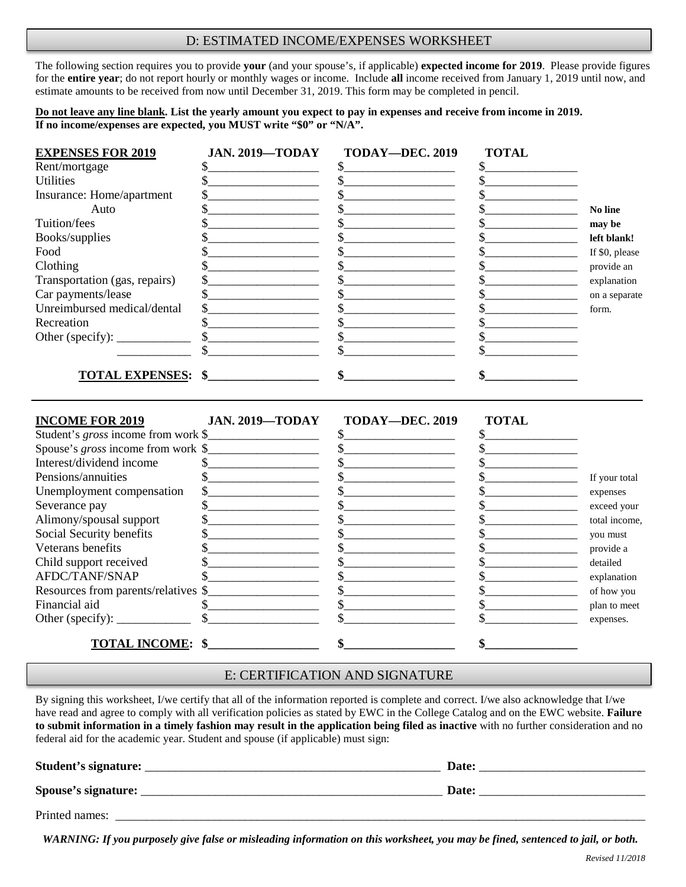## D: ESTIMATED INCOME/EXPENSES WORKSHEET

The following section requires you to provide **your** (and your spouse's, if applicable) **expected income for 2019**. Please provide figures for the **entire year**; do not report hourly or monthly wages or income. Include **all** income received from January 1, 2019 until now, and estimate amounts to be received from now until December 31, 2019. This form may be completed in pencil.

**Do not leave any line blank. List the yearly amount you expect to pay in expenses and receive from income in 2019. If no income/expenses are expected, you MUST write "$0" or "N/A".**

| **EXPENSES FOR 2019** | **JAN. 2019—TODAY** | **TODAY—DEC. 2019** | **TOTAL** | |
|---|---|---|---|---|
| Rent/mortgage | $__________ | $__________ | $__________ | |
| Utilities | $__________ | $__________ | $__________ | |
| Insurance: Home/apartment | $__________ | $__________ | $__________ | |
| Auto | $__________ | $__________ | $__________ | **No line** |
| Tuition/fees | $__________ | $__________ | $__________ | **may be** |
| Books/supplies | $__________ | $__________ | $__________ | **left blank!** |
| Food | $__________ | $__________ | $__________ | If $0, please |
| Clothing | $__________ | $__________ | $__________ | provide an |
| Transportation (gas, repairs) | $__________ | $__________ | $__________ | explanation |
| Car payments/lease | $__________ | $__________ | $__________ | on a separate |
| Unreimbursed medical/dental | $__________ | $__________ | $__________ | form. |
| Recreation | $__________ | $__________ | $__________ | |
| Other (specify): __________ | $__________ | $__________ | $__________ | |
| __________ | $__________ | $__________ | $__________ | |
| **TOTAL EXPENSES:** | **$__________** | **$__________** | **$__________** | |

| **INCOME FOR 2019** | **JAN. 2019—TODAY** | **TODAY—DEC. 2019** | **TOTAL** | |
|---|---|---|---|---|
| Student's *gross* income from work | $__________ | $__________ | $__________ | |
| Spouse's *gross* income from work | $__________ | $__________ | $__________ | |
| Interest/dividend income | $__________ | $__________ | $__________ | |
| Pensions/annuities | $__________ | $__________ | $__________ | If your total |
| Unemployment compensation | $__________ | $__________ | $__________ | expenses |
| Severance pay | $__________ | $__________ | $__________ | exceed your |
| Alimony/spousal support | $__________ | $__________ | $__________ | total income, |
| Social Security benefits | $__________ | $__________ | $__________ | you must |
| Veterans benefits | $__________ | $__________ | $__________ | provide a |
| Child support received | $__________ | $__________ | $__________ | detailed |
| AFDC/TANF/SNAP | $__________ | $__________ | $__________ | explanation |
| Resources from parents/relatives | $__________ | $__________ | $__________ | of how you |
| Financial aid | $__________ | $__________ | $__________ | plan to meet |
| Other (specify): __________ | $__________ | $__________ | $__________ | expenses. |
| **TOTAL INCOME:** | **$__________** | **$__________** | **$__________** | |

## E: CERTIFICATION AND SIGNATURE

By signing this worksheet, I/we certify that all of the information reported is complete and correct. I/we also acknowledge that I/we have read and agree to comply with all verification policies as stated by EWC in the College Catalog and on the EWC website. **Failure to submit information in a timely fashion may result in the application being filed as inactive** with no further consideration and no federal aid for the academic year. Student and spouse (if applicable) must sign:

**Student's signature:** ______________________________ **Date:** ____________________

**Spouse's signature:** ______________________________ **Date:** ____________________

Printed names: ______________________________________________

***WARNING: If you purposely give false or misleading information on this worksheet, you may be fined, sentenced to jail, or both.***

*Revised 11/2018*